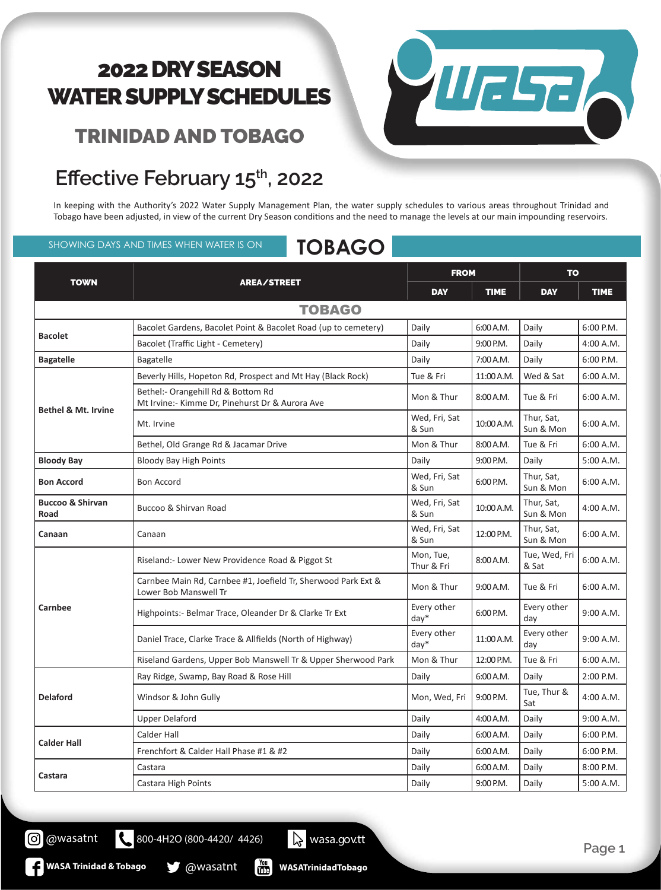# 2022 DRY SEASON WATER SUPPLY SCHEDULES

## TRINIDAD AND TOBAGO

## Effective February 15th, 2022

In keeping with the Authority's 2022 Water Supply Management Plan, the water supply schedules to various areas throughout Trinidad and Tobago have been adjusted, in view of the current Dry Season conditions and the need to manage the levels at our main impounding reservoirs.

SHOWING DAYS AND TIMES WHEN WATER IS ON

## TOBAGO

| TOWN | AREA/STREET | FROM | | TO | |
|---|---|---|---|---|---|
| | | DAY | TIME | DAY | TIME |
| **TOBAGO** | | | | | |
| Bacolet | Bacolet Gardens, Bacolet Point & Bacolet Road (up to cemetery) | Daily | 6:00 A.M. | Daily | 6:00 P.M. |
| | Bacolet (Traffic Light - Cemetery) | Daily | 9:00 P.M. | Daily | 4:00 A.M. |
| Bagatelle | Bagatelle | Daily | 7:00 A.M. | Daily | 6:00 P.M. |
| Bethel & Mt. Irvine | Beverly Hills, Hopeton Rd, Prospect and Mt Hay (Black Rock) | Tue & Fri | 11:00 A.M. | Wed & Sat | 6:00 A.M. |
| | Bethel:- Orangehill Rd & Bottom Rd<br>Mt Irvine:- Kimme Dr, Pinehurst Dr & Aurora Ave | Mon & Thur | 8:00 A.M. | Tue & Fri | 6:00 A.M. |
| | Mt. Irvine | Wed, Fri, Sat & Sun | 10:00 A.M. | Thur, Sat, Sun & Mon | 6:00 A.M. |
| | Bethel, Old Grange Rd & Jacamar Drive | Mon & Thur | 8:00 A.M. | Tue & Fri | 6:00 A.M. |
| Bloody Bay | Bloody Bay High Points | Daily | 9:00 P.M. | Daily | 5:00 A.M. |
| Bon Accord | Bon Accord | Wed, Fri, Sat & Sun | 6:00 P.M. | Thur, Sat, Sun & Mon | 6:00 A.M. |
| Buccoo & Shirvan Road | Buccoo & Shirvan Road | Wed, Fri, Sat & Sun | 10:00 A.M. | Thur, Sat, Sun & Mon | 4:00 A.M. |
| Canaan | Canaan | Wed, Fri, Sat & Sun | 12:00 P.M. | Thur, Sat, Sun & Mon | 6:00 A.M. |
| Carnbee | Riseland:- Lower New Providence Road & Piggot St | Mon, Tue, Thur & Fri | 8:00 A.M. | Tue, Wed, Fri & Sat | 6:00 A.M. |
| | Carnbee Main Rd, Carnbee #1, Joefield Tr, Sherwood Park Ext & Lower Bob Manswell Tr | Mon & Thur | 9:00 A.M. | Tue & Fri | 6:00 A.M. |
| | Highpoints:- Belmar Trace, Oleander Dr & Clarke Tr Ext | Every other day* | 6:00 P.M. | Every other day | 9:00 A.M. |
| | Daniel Trace, Clarke Trace & Allfields (North of Highway) | Every other day* | 11:00 A.M. | Every other day | 9:00 A.M. |
| | Riseland Gardens, Upper Bob Manswell Tr & Upper Sherwood Park | Mon & Thur | 12:00 P.M. | Tue & Fri | 6:00 A.M. |
| Delaford | Ray Ridge, Swamp, Bay Road & Rose Hill | Daily | 6:00 A.M. | Daily | 2:00 P.M. |
| | Windsor & John Gully | Mon, Wed, Fri | 9:00 P.M. | Tue, Thur & Sat | 4:00 A.M. |
| | Upper Delaford | Daily | 4:00 A.M. | Daily | 9:00 A.M. |
| Calder Hall | Calder Hall | Daily | 6:00 A.M. | Daily | 6:00 P.M. |
| | Frenchfort & Calder Hall Phase #1 & #2 | Daily | 6:00 A.M. | Daily | 6:00 P.M. |
| Castara | Castara | Daily | 6:00 A.M. | Daily | 8:00 P.M. |
| | Castara High Points | Daily | 9:00 P.M. | Daily | 5:00 A.M. |

@wasatnt | 800-4H2O (800-4420/ 4426) | wasa.gov.tt

WASA Trinidad & Tobago | @wasatnt | WASATrinidadTobago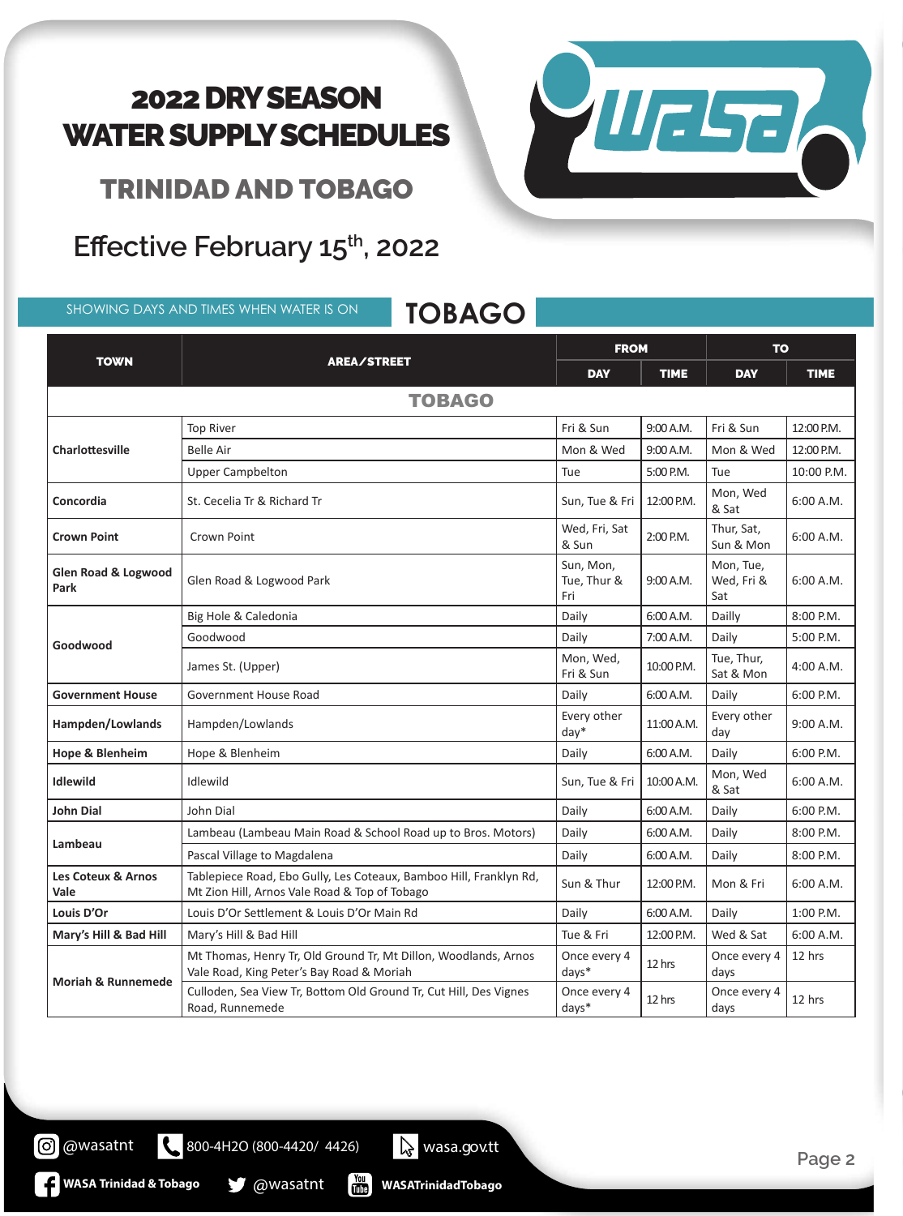# 2022 DRY SEASON WATER SUPPLY SCHEDULES

## TRINIDAD AND TOBAGO

## Effective February 15th, 2022

SHOWING DAYS AND TIMES WHEN WATER IS ON

## TOBAGO

| TOWN | AREA/STREET | FROM | | TO | |
|---|---|---|---|---|---|
| | | DAY | TIME | DAY | TIME |
| **TOBAGO** | | | | | |
| Charlottesville | Top River | Fri & Sun | 9:00 A.M. | Fri & Sun | 12:00 P.M. |
| | Belle Air | Mon & Wed | 9:00 A.M. | Mon & Wed | 12:00 P.M. |
| | Upper Campbelton | Tue | 5:00 P.M. | Tue | 10:00 P.M. |
| Concordia | St. Cecelia Tr & Richard Tr | Sun, Tue & Fri | 12:00 P.M. | Mon, Wed & Sat | 6:00 A.M. |
| Crown Point | Crown Point | Wed, Fri, Sat & Sun | 2:00 P.M. | Thur, Sat, Sun & Mon | 6:00 A.M. |
| Glen Road & Logwood Park | Glen Road & Logwood Park | Sun, Mon, Tue, Thur & Fri | 9:00 A.M. | Mon, Tue, Wed, Fri & Sat | 6:00 A.M. |
| Goodwood | Big Hole & Caledonia | Daily | 6:00 A.M. | Dailly | 8:00 P.M. |
| | Goodwood | Daily | 7:00 A.M. | Daily | 5:00 P.M. |
| | James St. (Upper) | Mon, Wed, Fri & Sun | 10:00 P.M. | Tue, Thur, Sat & Mon | 4:00 A.M. |
| Government House | Government House Road | Daily | 6:00 A.M. | Daily | 6:00 P.M. |
| Hampden/Lowlands | Hampden/Lowlands | Every other day* | 11:00 A.M. | Every other day | 9:00 A.M. |
| Hope & Blenheim | Hope & Blenheim | Daily | 6:00 A.M. | Daily | 6:00 P.M. |
| Idlewild | Idlewild | Sun, Tue & Fri | 10:00 A.M. | Mon, Wed & Sat | 6:00 A.M. |
| John Dial | John Dial | Daily | 6:00 A.M. | Daily | 6:00 P.M. |
| Lambeau | Lambeau (Lambeau Main Road & School Road up to Bros. Motors) | Daily | 6:00 A.M. | Daily | 8:00 P.M. |
| | Pascal Village to Magdalena | Daily | 6:00 A.M. | Daily | 8:00 P.M. |
| Les Coteux & Arnos Vale | Tablepiece Road, Ebo Gully, Les Coteaux, Bamboo Hill, Franklyn Rd, Mt Zion Hill, Arnos Vale Road & Top of Tobago | Sun & Thur | 12:00 P.M. | Mon & Fri | 6:00 A.M. |
| Louis D'Or | Louis D'Or Settlement & Louis D'Or Main Rd | Daily | 6:00 A.M. | Daily | 1:00 P.M. |
| Mary's Hill & Bad Hill | Mary's Hill & Bad Hill | Tue & Fri | 12:00 P.M. | Wed & Sat | 6:00 A.M. |
| Moriah & Runnemede | Mt Thomas, Henry Tr, Old Ground Tr, Mt Dillon, Woodlands, Arnos Vale Road, King Peter's Bay Road & Moriah | Once every 4 days* | 12 hrs | Once every 4 days | 12 hrs |
| | Culloden, Sea View Tr, Bottom Old Ground Tr, Cut Hill, Des Vignes Road, Runnemede | Once every 4 days* | 12 hrs | Once every 4 days | 12 hrs |

@wasatnt | 800-4H2O (800-4420/ 4426) | wasa.gov.tt

WASA Trinidad & Tobago | @wasatnt | WASATrinidadTobago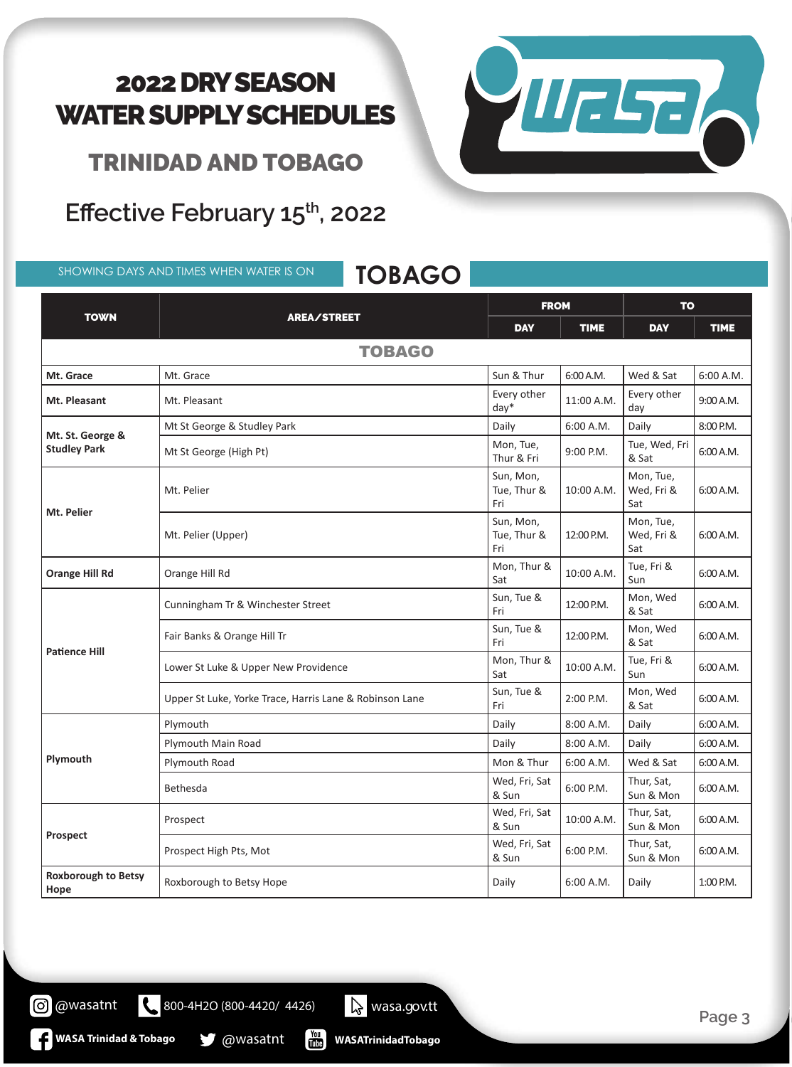# 2022 DRY SEASON WATER SUPPLY SCHEDULES

## TRINIDAD AND TOBAGO

## Effective February 15th, 2022

SHOWING DAYS AND TIMES WHEN WATER IS ON

## TOBAGO

| TOWN | AREA/STREET | FROM | | TO | |
|---|---|---|---|---|---|
| | | DAY | TIME | DAY | TIME |
| **TOBAGO** | | | | | |
| **Mt. Grace** | Mt. Grace | Sun & Thur | 6:00 A.M. | Wed & Sat | 6:00 A.M. |
| **Mt. Pleasant** | Mt. Pleasant | Every other day* | 11:00 A.M. | Every other day | 9:00 A.M. |
| **Mt. St. George & Studley Park** | Mt St George & Studley Park | Daily | 6:00 A.M. | Daily | 8:00 P.M. |
| | Mt St George (High Pt) | Mon, Tue, Thur & Fri | 9:00 P.M. | Tue, Wed, Fri & Sat | 6:00 A.M. |
| **Mt. Pelier** | Mt. Pelier | Sun, Mon, Tue, Thur & Fri | 10:00 A.M. | Mon, Tue, Wed, Fri & Sat | 6:00 A.M. |
| | Mt. Pelier (Upper) | Sun, Mon, Tue, Thur & Fri | 12:00 P.M. | Mon, Tue, Wed, Fri & Sat | 6:00 A.M. |
| **Orange Hill Rd** | Orange Hill Rd | Mon, Thur & Sat | 10:00 A.M. | Tue, Fri & Sun | 6:00 A.M. |
| **Patience Hill** | Cunningham Tr & Winchester Street | Sun, Tue & Fri | 12:00 P.M. | Mon, Wed & Sat | 6:00 A.M. |
| | Fair Banks & Orange Hill Tr | Sun, Tue & Fri | 12:00 P.M. | Mon, Wed & Sat | 6:00 A.M. |
| | Lower St Luke & Upper New Providence | Mon, Thur & Sat | 10:00 A.M. | Tue, Fri & Sun | 6:00 A.M. |
| | Upper St Luke, Yorke Trace, Harris Lane & Robinson Lane | Sun, Tue & Fri | 2:00 P.M. | Mon, Wed & Sat | 6:00 A.M. |
| **Plymouth** | Plymouth | Daily | 8:00 A.M. | Daily | 6:00 A.M. |
| | Plymouth Main Road | Daily | 8:00 A.M. | Daily | 6:00 A.M. |
| | Plymouth Road | Mon & Thur | 6:00 A.M. | Wed & Sat | 6:00 A.M. |
| | Bethesda | Wed, Fri, Sat & Sun | 6:00 P.M. | Thur, Sat, Sun & Mon | 6:00 A.M. |
| **Prospect** | Prospect | Wed, Fri, Sat & Sun | 10:00 A.M. | Thur, Sat, Sun & Mon | 6:00 A.M. |
| | Prospect High Pts, Mot | Wed, Fri, Sat & Sun | 6:00 P.M. | Thur, Sat, Sun & Mon | 6:00 A.M. |
| **Roxborough to Betsy Hope** | Roxborough to Betsy Hope | Daily | 6:00 A.M. | Daily | 1:00 P.M. |

@wasatnt | 800-4H2O (800-4420/ 4426) | wasa.gov.tt

WASA Trinidad & Tobago | @wasatnt | WASATrinidadTobago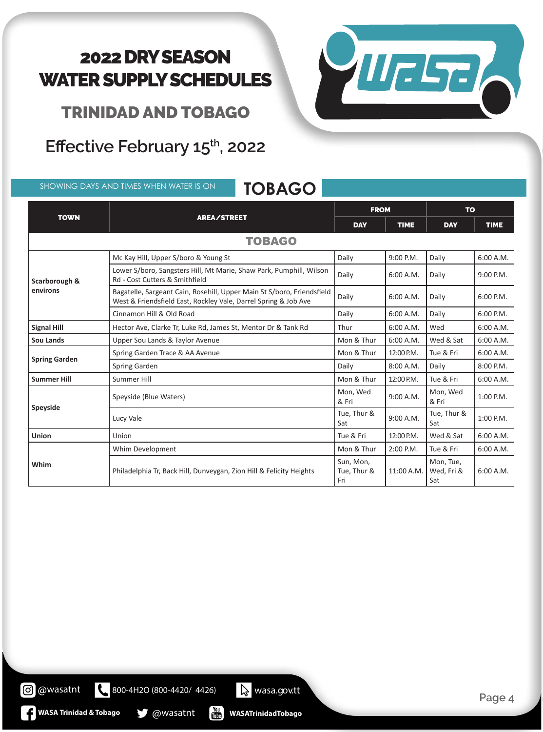# 2022 DRY SEASON WATER SUPPLY SCHEDULES

## TRINIDAD AND TOBAGO

## Effective February 15th, 2022

SHOWING DAYS AND TIMES WHEN WATER IS ON

## TOBAGO

| TOWN | AREA/STREET | FROM | | TO | |
|---|---|---|---|---|---|
| | | DAY | TIME | DAY | TIME |
| **TOBAGO** | | | | | |
| Scarborough & environs | Mc Kay Hill, Upper S/boro & Young St | Daily | 9:00 P.M. | Daily | 6:00 A.M. |
| | Lower S/boro, Sangsters Hill, Mt Marie, Shaw Park, Pumphill, Wilson Rd - Cost Cutters & Smithfield | Daily | 6:00 A.M. | Daily | 9:00 P.M. |
| | Bagatelle, Sargeant Cain, Rosehill, Upper Main St S/boro, Friendsfield West & Friendsfield East, Rockley Vale, Darrel Spring & Job Ave | Daily | 6:00 A.M. | Daily | 6:00 P.M. |
| | Cinnamon Hill & Old Road | Daily | 6:00 A.M. | Daily | 6:00 P.M. |
| Signal Hill | Hector Ave, Clarke Tr, Luke Rd, James St, Mentor Dr & Tank Rd | Thur | 6:00 A.M. | Wed | 6:00 A.M. |
| Sou Lands | Upper Sou Lands & Taylor Avenue | Mon & Thur | 6:00 A.M. | Wed & Sat | 6:00 A.M. |
| Spring Garden | Spring Garden Trace & AA Avenue | Mon & Thur | 12:00 P.M. | Tue & Fri | 6:00 A.M. |
| | Spring Garden | Daily | 8:00 A.M. | Daily | 8:00 P.M. |
| Summer Hill | Summer Hill | Mon & Thur | 12:00 P.M. | Tue & Fri | 6:00 A.M. |
| Speyside | Speyside (Blue Waters) | Mon, Wed & Fri | 9:00 A.M. | Mon, Wed & Fri | 1:00 P.M. |
| | Lucy Vale | Tue, Thur & Sat | 9:00 A.M. | Tue, Thur & Sat | 1:00 P.M. |
| Union | Union | Tue & Fri | 12:00 P.M. | Wed & Sat | 6:00 A.M. |
| Whim | Whim Development | Mon & Thur | 2:00 P.M. | Tue & Fri | 6:00 A.M. |
| | Philadelphia Tr, Back Hill, Dunveygan, Zion Hill & Felicity Heights | Sun, Mon, Tue, Thur & Fri | 11:00 A.M. | Mon, Tue, Wed, Fri & Sat | 6:00 A.M. |

@wasatnt | 800-4H2O (800-4420/ 4426) | wasa.gov.tt
WASA Trinidad & Tobago | @wasatnt | WASATrinidadTobago